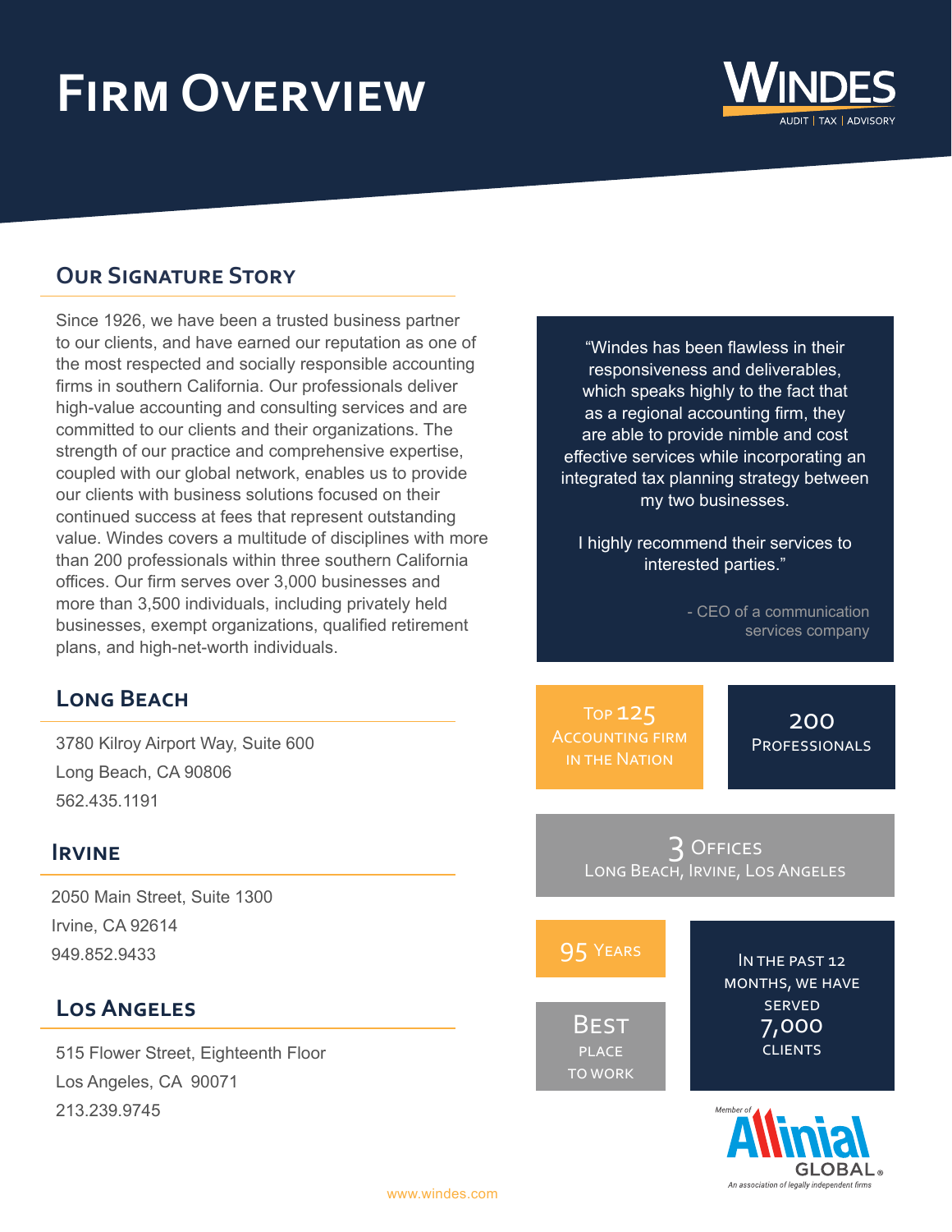# Firm Overview

**WINDES**
AUDIT | TAX | ADVISORY

## Our Signature Story

Since 1926, we have been a trusted business partner to our clients, and have earned our reputation as one of the most respected and socially responsible accounting firms in southern California. Our professionals deliver high-value accounting and consulting services and are committed to our clients and their organizations. The strength of our practice and comprehensive expertise, coupled with our global network, enables us to provide our clients with business solutions focused on their continued success at fees that represent outstanding value. Windes covers a multitude of disciplines with more than 200 professionals within three southern California offices. Our firm serves over 3,000 businesses and more than 3,500 individuals, including privately held businesses, exempt organizations, qualified retirement plans, and high-net-worth individuals.

## Long Beach

3780 Kilroy Airport Way, Suite 600
Long Beach, CA 90806
562.435.1191

## Irvine

2050 Main Street, Suite 1300
Irvine, CA 92614
949.852.9433

## Los Angeles

515 Flower Street, Eighteenth Floor
Los Angeles, CA 90071
213.239.9745

> "Windes has been flawless in their responsiveness and deliverables, which speaks highly to the fact that as a regional accounting firm, they are able to provide nimble and cost effective services while incorporating an integrated tax planning strategy between my two businesses.
>
> I highly recommend their services to interested parties."
>
> - CEO of a communication services company

**Top 125** Accounting Firm in the Nation

**200** Professionals

**3 Offices** Long Beach, Irvine, Los Angeles

**95 Years**

**Best** Place to Work

In the past 12 months, we have served **7,000** clients

Member of Allinial GLOBAL®
An association of legally independent firms

www.windes.com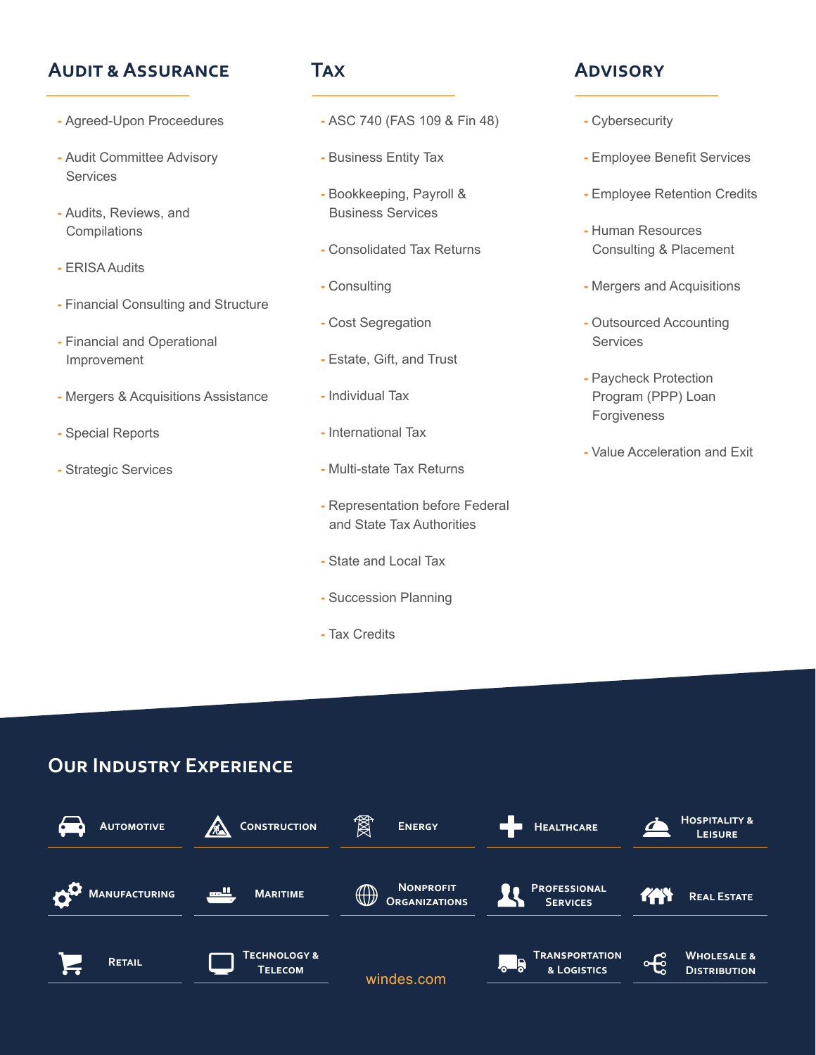## Audit & Assurance

- Agreed-Upon Proceedures
- Audit Committee Advisory Services
- Audits, Reviews, and Compilations
- ERISA Audits
- Financial Consulting and Structure
- Financial and Operational Improvement
- Mergers & Acquisitions Assistance
- Special Reports
- Strategic Services

## Tax

- ASC 740 (FAS 109 & Fin 48)
- Business Entity Tax
- Bookkeeping, Payroll & Business Services
- Consolidated Tax Returns
- Consulting
- Cost Segregation
- Estate, Gift, and Trust
- Individual Tax
- International Tax
- Multi-state Tax Returns
- Representation before Federal and State Tax Authorities
- State and Local Tax
- Succession Planning
- Tax Credits

## Advisory

- Cybersecurity
- Employee Benefit Services
- Employee Retention Credits
- Human Resources Consulting & Placement
- Mergers and Acquisitions
- Outsourced Accounting Services
- Paycheck Protection Program (PPP) Loan Forgiveness
- Value Acceleration and Exit

## Our Industry Experience

- Automotive
- Construction
- Energy
- Healthcare
- Hospitality & Leisure
- Manufacturing
- Maritime
- Nonprofit Organizations
- Professional Services
- Real Estate
- Retail
- Technology & Telecom
- Transportation & Logistics
- Wholesale & Distribution

windes.com